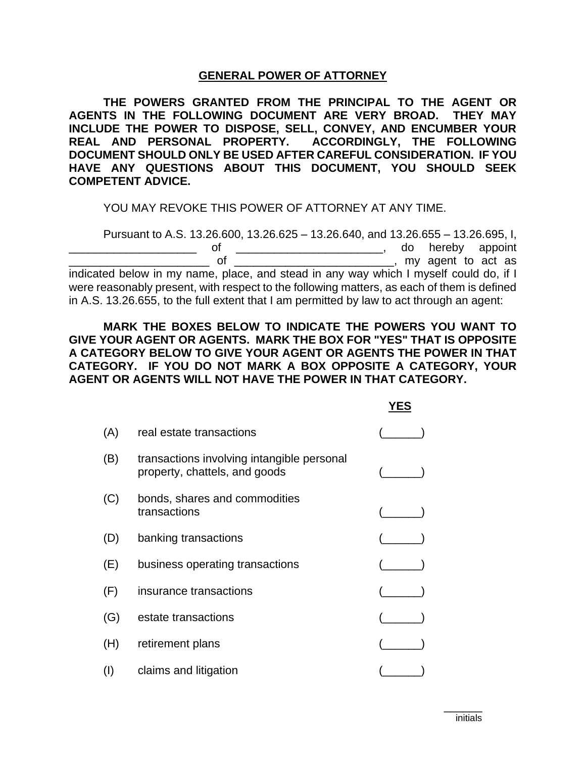## GENERAL POWER OF ATTORNEY

**THE POWERS GRANTED FROM THE PRINCIPAL TO THE AGENT OR AGENTS IN THE FOLLOWING DOCUMENT ARE VERY BROAD. THEY MAY INCLUDE THE POWER TO DISPOSE, SELL, CONVEY, AND ENCUMBER YOUR REAL AND PERSONAL PROPERTY. ACCORDINGLY, THE FOLLOWING DOCUMENT SHOULD ONLY BE USED AFTER CAREFUL CONSIDERATION. IF YOU HAVE ANY QUESTIONS ABOUT THIS DOCUMENT, YOU SHOULD SEEK COMPETENT ADVICE.**

YOU MAY REVOKE THIS POWER OF ATTORNEY AT ANY TIME.

Pursuant to A.S. 13.26.600, 13.26.625 – 13.26.640, and 13.26.655 – 13.26.695, I, ____________________ of _______________________, do hereby appoint ______________________ of _________________________, my agent to act as indicated below in my name, place, and stead in any way which I myself could do, if I were reasonably present, with respect to the following matters, as each of them is defined in A.S. 13.26.655, to the full extent that I am permitted by law to act through an agent:

**MARK THE BOXES BELOW TO INDICATE THE POWERS YOU WANT TO GIVE YOUR AGENT OR AGENTS. MARK THE BOX FOR "YES" THAT IS OPPOSITE A CATEGORY BELOW TO GIVE YOUR AGENT OR AGENTS THE POWER IN THAT CATEGORY. IF YOU DO NOT MARK A BOX OPPOSITE A CATEGORY, YOUR AGENT OR AGENTS WILL NOT HAVE THE POWER IN THAT CATEGORY.**

| | | **YES** |
|---|---|---|
| (A) | real estate transactions | (______) |
| (B) | transactions involving intangible personal property, chattels, and goods | (______) |
| (C) | bonds, shares and commodities transactions | (______) |
| (D) | banking transactions | (______) |
| (E) | business operating transactions | (______) |
| (F) | insurance transactions | (______) |
| (G) | estate transactions | (______) |
| (H) | retirement plans | (______) |
| (I) | claims and litigation | (______) |

_______
initials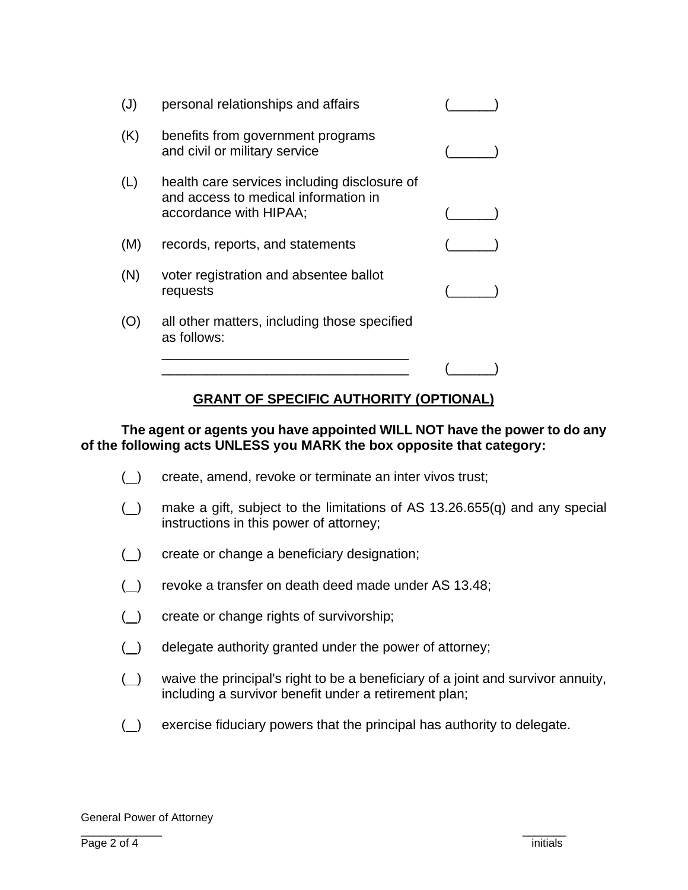(J) personal relationships and affairs (______)

(K) benefits from government programs and civil or military service (______)

(L) health care services including disclosure of and access to medical information in accordance with HIPAA; (______)

(M) records, reports, and statements (______)

(N) voter registration and absentee ballot requests (______)

(O) all other matters, including those specified as follows:
_________________________________
_________________________________ (______)

## GRANT OF SPECIFIC AUTHORITY (OPTIONAL)

**The agent or agents you have appointed WILL NOT have the power to do any of the following acts UNLESS you MARK the box opposite that category:**

(__) create, amend, revoke or terminate an inter vivos trust;

(__) make a gift, subject to the limitations of AS 13.26.655(q) and any special instructions in this power of attorney;

(__) create or change a beneficiary designation;

(__) revoke a transfer on death deed made under AS 13.48;

(__) create or change rights of survivorship;

(__) delegate authority granted under the power of attorney;

(__) waive the principal's right to be a beneficiary of a joint and survivor annuity, including a survivor benefit under a retirement plan;

(__) exercise fiduciary powers that the principal has authority to delegate.

General Power of Attorney

_______ initials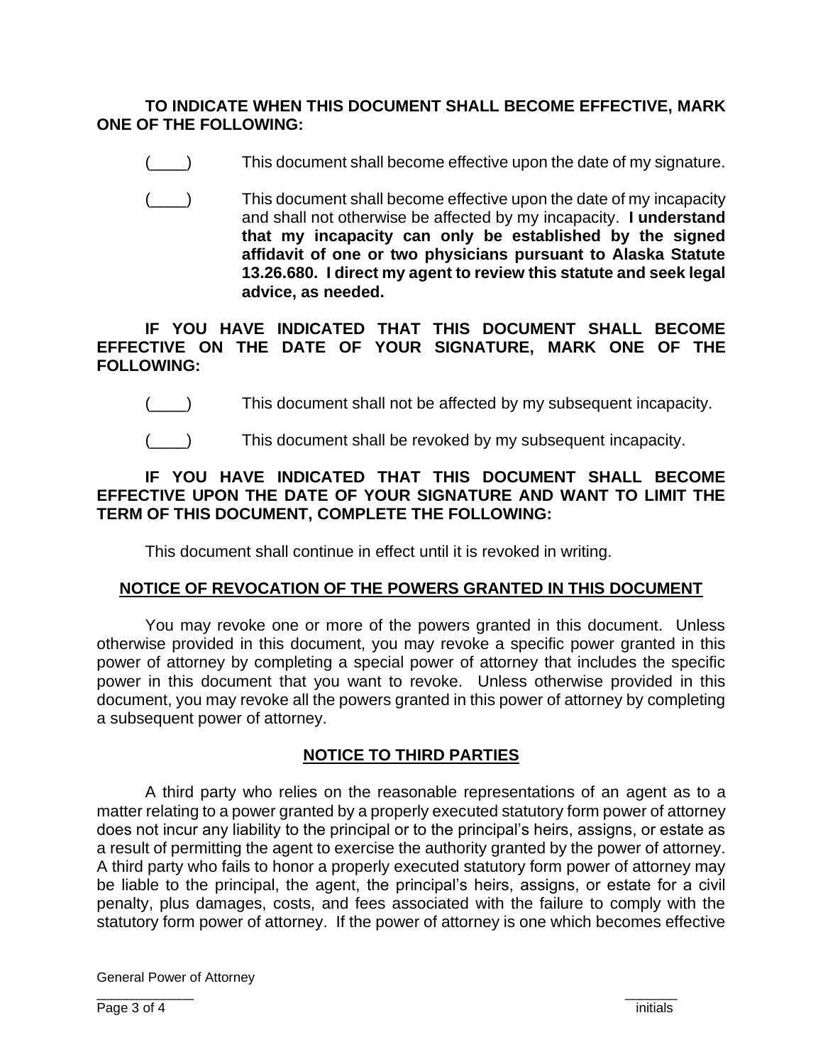**TO INDICATE WHEN THIS DOCUMENT SHALL BECOME EFFECTIVE, MARK ONE OF THE FOLLOWING:**

(____) This document shall become effective upon the date of my signature.

(____) This document shall become effective upon the date of my incapacity and shall not otherwise be affected by my incapacity. **I understand that my incapacity can only be established by the signed affidavit of one or two physicians pursuant to Alaska Statute 13.26.680. I direct my agent to review this statute and seek legal advice, as needed.**

**IF YOU HAVE INDICATED THAT THIS DOCUMENT SHALL BECOME EFFECTIVE ON THE DATE OF YOUR SIGNATURE, MARK ONE OF THE FOLLOWING:**

(____) This document shall not be affected by my subsequent incapacity.

(____) This document shall be revoked by my subsequent incapacity.

**IF YOU HAVE INDICATED THAT THIS DOCUMENT SHALL BECOME EFFECTIVE UPON THE DATE OF YOUR SIGNATURE AND WANT TO LIMIT THE TERM OF THIS DOCUMENT, COMPLETE THE FOLLOWING:**

This document shall continue in effect until it is revoked in writing.

## NOTICE OF REVOCATION OF THE POWERS GRANTED IN THIS DOCUMENT

You may revoke one or more of the powers granted in this document. Unless otherwise provided in this document, you may revoke a specific power granted in this power of attorney by completing a special power of attorney that includes the specific power in this document that you want to revoke. Unless otherwise provided in this document, you may revoke all the powers granted in this power of attorney by completing a subsequent power of attorney.

## NOTICE TO THIRD PARTIES

A third party who relies on the reasonable representations of an agent as to a matter relating to a power granted by a properly executed statutory form power of attorney does not incur any liability to the principal or to the principal's heirs, assigns, or estate as a result of permitting the agent to exercise the authority granted by the power of attorney. A third party who fails to honor a properly executed statutory form power of attorney may be liable to the principal, the agent, the principal's heirs, assigns, or estate for a civil penalty, plus damages, costs, and fees associated with the failure to comply with the statutory form power of attorney. If the power of attorney is one which becomes effective

_______ initials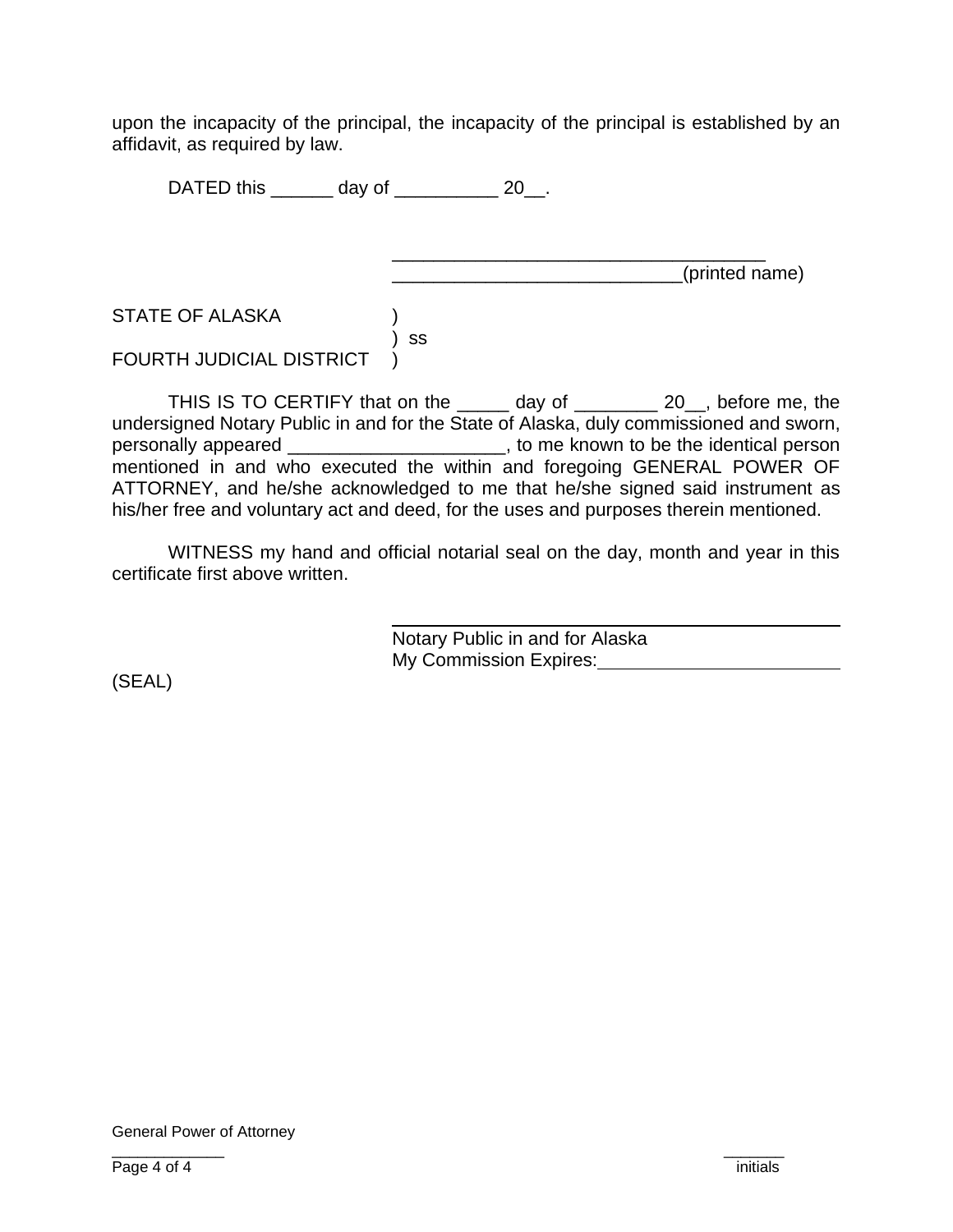upon the incapacity of the principal, the incapacity of the principal is established by an affidavit, as required by law.

DATED this ______ day of __________ 20__.

____________________________________
____________________________(printed name)

STATE OF ALASKA )
) ss
FOURTH JUDICIAL DISTRICT )

THIS IS TO CERTIFY that on the _____ day of ________ 20__, before me, the undersigned Notary Public in and for the State of Alaska, duly commissioned and sworn, personally appeared _____________________, to me known to be the identical person mentioned in and who executed the within and foregoing GENERAL POWER OF ATTORNEY, and he/she acknowledged to me that he/she signed said instrument as his/her free and voluntary act and deed, for the uses and purposes therein mentioned.

WITNESS my hand and official notarial seal on the day, month and year in this certificate first above written.

____________________________________
Notary Public in and for Alaska
My Commission Expires:________________________

(SEAL)

General Power of Attorney

____________ _______
initials